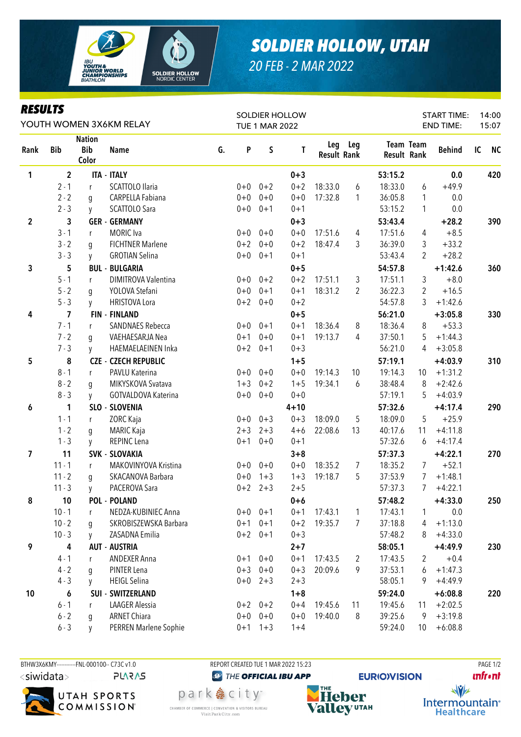# SOLDIER HOLLOW, UTAH

20 FEB - 2 MAR 2022

## RESULTS

YOUTH WOMEN 3X6KM RELAY

SOLDIER HOLLOW
TUE 1 MAR 2022

START TIME: 14:00
END TIME: 15:07

| Rank | Bib | Nation Bib Color | Name | G. | P | S | T | Leg Result | Leg Rank | Team Result | Team Rank | Behind | IC | NC |
|---|---|---|---|---|---|---|---|---|---|---|---|---|---|---|
| 1 | 2 | ITA - ITALY | | | | | 0+3 | | | 53:15.2 | | 0.0 | | 420 |
| | 2 - 1 | r | SCATTOLO Ilaria | | 0+0 | 0+2 | 0+2 | 18:33.0 | 6 | 18:33.0 | 6 | +49.9 | | |
| | 2 - 2 | g | CARPELLA Fabiana | | 0+0 | 0+0 | 0+0 | 17:32.8 | 1 | 36:05.8 | 1 | 0.0 | | |
| | 2 - 3 | y | SCATTOLO Sara | | 0+0 | 0+1 | 0+1 | | | 53:15.2 | 1 | 0.0 | | |
| 2 | 3 | GER - GERMANY | | | | | 0+3 | | | 53:43.4 | | +28.2 | | 390 |
| | 3 - 1 | r | MORIC Iva | | 0+0 | 0+0 | 0+0 | 17:51.6 | 4 | 17:51.6 | 4 | +8.5 | | |
| | 3 - 2 | g | FICHTNER Marlene | | 0+2 | 0+0 | 0+2 | 18:47.4 | 3 | 36:39.0 | 3 | +33.2 | | |
| | 3 - 3 | y | GROTIAN Selina | | 0+0 | 0+1 | 0+1 | | | 53:43.4 | 2 | +28.2 | | |
| 3 | 5 | BUL - BULGARIA | | | | | 0+5 | | | 54:57.8 | | +1:42.6 | | 360 |
| | 5 - 1 | r | DIMITROVA Valentina | | 0+0 | 0+2 | 0+2 | 17:51.1 | 3 | 17:51.1 | 3 | +8.0 | | |
| | 5 - 2 | g | YOLOVA Stefani | | 0+0 | 0+1 | 0+1 | 18:31.2 | 2 | 36:22.3 | 2 | +16.5 | | |
| | 5 - 3 | y | HRISTOVA Lora | | 0+2 | 0+0 | 0+2 | | | 54:57.8 | 3 | +1:42.6 | | |
| 4 | 7 | FIN - FINLAND | | | | | 0+5 | | | 56:21.0 | | +3:05.8 | | 330 |
| | 7 - 1 | r | SANDNAES Rebecca | | 0+0 | 0+1 | 0+1 | 18:36.4 | 8 | 18:36.4 | 8 | +53.3 | | |
| | 7 - 2 | g | VAEHAESARJA Nea | | 0+1 | 0+0 | 0+1 | 19:13.7 | 4 | 37:50.1 | 5 | +1:44.3 | | |
| | 7 - 3 | y | HAEMAELAEINEN Inka | | 0+2 | 0+1 | 0+3 | | | 56:21.0 | 4 | +3:05.8 | | |
| 5 | 8 | CZE - CZECH REPUBLIC | | | | | 1+5 | | | 57:19.1 | | +4:03.9 | | 310 |
| | 8 - 1 | r | PAVLU Katerina | | 0+0 | 0+0 | 0+0 | 19:14.3 | 10 | 19:14.3 | 10 | +1:31.2 | | |
| | 8 - 2 | g | MIKYSKOVA Svatava | | 1+3 | 0+2 | 1+5 | 19:34.1 | 6 | 38:48.4 | 8 | +2:42.6 | | |
| | 8 - 3 | y | GOTVALDOVA Katerina | | 0+0 | 0+0 | 0+0 | | | 57:19.1 | 5 | +4:03.9 | | |
| 6 | 1 | SLO - SLOVENIA | | | | | 4+10 | | | 57:32.6 | | +4:17.4 | | 290 |
| | 1 - 1 | r | ZORC Kaja | | 0+0 | 0+3 | 0+3 | 18:09.0 | 5 | 18:09.0 | 5 | +25.9 | | |
| | 1 - 2 | g | MARIC Kaja | | 2+3 | 2+3 | 4+6 | 22:08.6 | 13 | 40:17.6 | 11 | +4:11.8 | | |
| | 1 - 3 | y | REPINC Lena | | 0+1 | 0+0 | 0+1 | | | 57:32.6 | 6 | +4:17.4 | | |
| 7 | 11 | SVK - SLOVAKIA | | | | | 3+8 | | | 57:37.3 | | +4:22.1 | | 270 |
| | 11 - 1 | r | MAKOVINYOVA Kristina | | 0+0 | 0+0 | 0+0 | 18:35.2 | 7 | 18:35.2 | 7 | +52.1 | | |
| | 11 - 2 | g | SKACANOVA Barbara | | 0+0 | 1+3 | 1+3 | 19:18.7 | 5 | 37:53.9 | 7 | +1:48.1 | | |
| | 11 - 3 | y | PACEROVA Sara | | 0+2 | 2+3 | 2+5 | | | 57:37.3 | 7 | +4:22.1 | | |
| 8 | 10 | POL - POLAND | | | | | 0+6 | | | 57:48.2 | | +4:33.0 | | 250 |
| | 10 - 1 | r | NEDZA-KUBINIEC Anna | | 0+0 | 0+1 | 0+1 | 17:43.1 | 1 | 17:43.1 | 1 | 0.0 | | |
| | 10 - 2 | g | SKROBISZEWSKA Barbara | | 0+1 | 0+1 | 0+2 | 19:35.7 | 7 | 37:18.8 | 4 | +1:13.0 | | |
| | 10 - 3 | y | ZASADNA Emilia | | 0+2 | 0+1 | 0+3 | | | 57:48.2 | 8 | +4:33.0 | | |
| 9 | 4 | AUT - AUSTRIA | | | | | 2+7 | | | 58:05.1 | | +4:49.9 | | 230 |
| | 4 - 1 | r | ANDEXER Anna | | 0+1 | 0+0 | 0+1 | 17:43.5 | 2 | 17:43.5 | 2 | +0.4 | | |
| | 4 - 2 | g | PINTER Lena | | 0+3 | 0+0 | 0+3 | 20:09.6 | 9 | 37:53.1 | 6 | +1:47.3 | | |
| | 4 - 3 | y | HEIGL Selina | | 0+0 | 2+3 | 2+3 | | | 58:05.1 | 9 | +4:49.9 | | |
| 10 | 6 | SUI - SWITZERLAND | | | | | 1+8 | | | 59:24.0 | | +6:08.8 | | 220 |
| | 6 - 1 | r | LAAGER Alessia | | 0+2 | 0+2 | 0+4 | 19:45.6 | 11 | 19:45.6 | 11 | +2:02.5 | | |
| | 6 - 2 | g | ARNET Chiara | | 0+0 | 0+0 | 0+0 | 19:40.0 | 8 | 39:25.6 | 9 | +3:19.8 | | |
| | 6 - 3 | y | PERREN Marlene Sophie | | 0+1 | 1+3 | 1+4 | | | 59:24.0 | 10 | +6:08.8 | | |

BTHW3X6KMY------------FNL-000100-- C73C v1.0    REPORT CREATED TUE 1 MAR 2022 15:23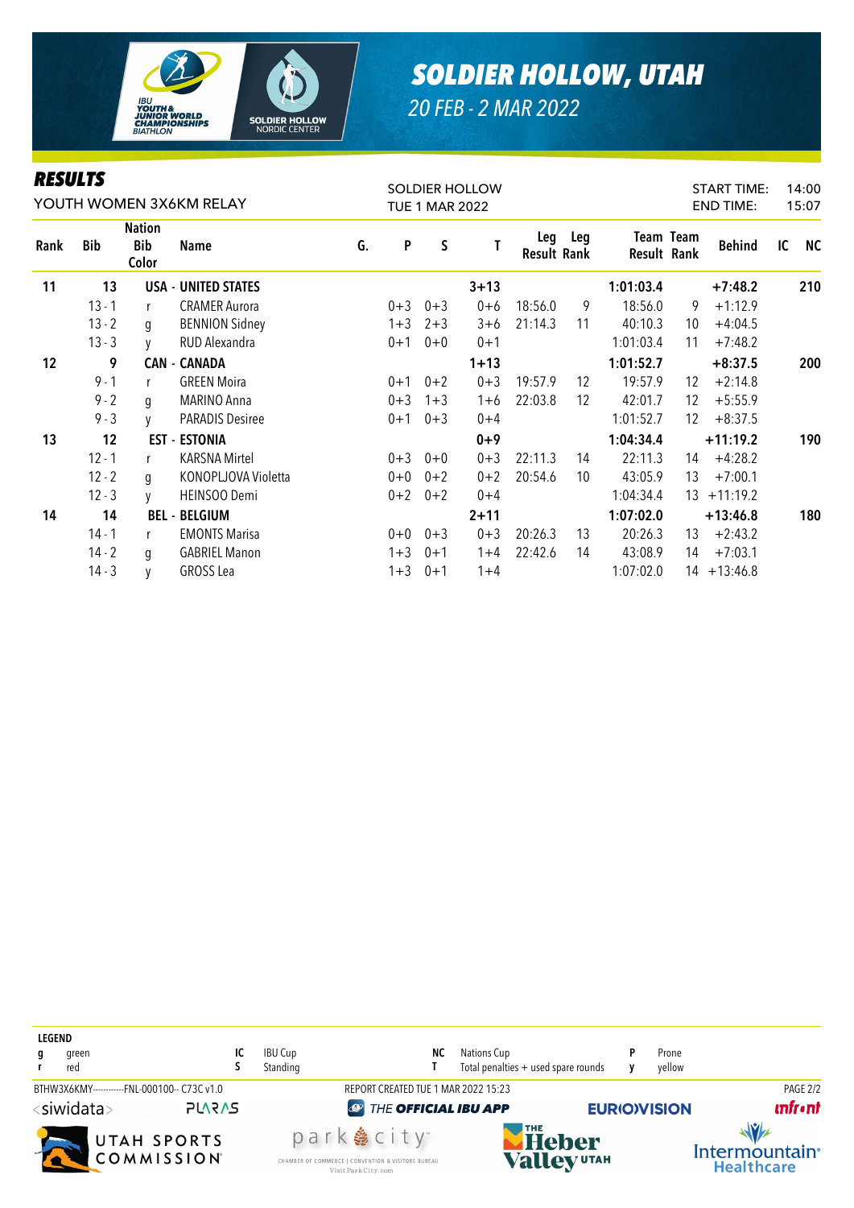# SOLDIER HOLLOW, UTAH

*20 FEB - 2 MAR 2022*

## RESULTS

YOUTH WOMEN 3X6KM RELAY

SOLDIER HOLLOW
TUE 1 MAR 2022

START TIME: 14:00
END TIME: 15:07

| Rank | Bib | Nation Bib Color | Name | G. | P | S | T | Leg Result | Leg Rank | Team Result | Team Rank | Behind | IC | NC |
|---|---|---|---|---|---|---|---|---|---|---|---|---|---|---|
| 11 | 13 | | USA - UNITED STATES | | | | 3+13 | | | 1:01:03.4 | | +7:48.2 | | 210 |
| | 13 - 1 | r | CRAMER Aurora | | 0+3 | 0+3 | 0+6 | 18:56.0 | 9 | 18:56.0 | 9 | +1:12.9 | | |
| | 13 - 2 | g | BENNION Sidney | | 1+3 | 2+3 | 3+6 | 21:14.3 | 11 | 40:10.3 | 10 | +4:04.5 | | |
| | 13 - 3 | y | RUD Alexandra | | 0+1 | 0+0 | 0+1 | | | 1:01:03.4 | 11 | +7:48.2 | | |
| 12 | 9 | | CAN - CANADA | | | | 1+13 | | | 1:01:52.7 | | +8:37.5 | | 200 |
| | 9 - 1 | r | GREEN Moira | | 0+1 | 0+2 | 0+3 | 19:57.9 | 12 | 19:57.9 | 12 | +2:14.8 | | |
| | 9 - 2 | g | MARINO Anna | | 0+3 | 1+3 | 1+6 | 22:03.8 | 12 | 42:01.7 | 12 | +5:55.9 | | |
| | 9 - 3 | y | PARADIS Desiree | | 0+1 | 0+3 | 0+4 | | | 1:01:52.7 | 12 | +8:37.5 | | |
| 13 | 12 | | EST - ESTONIA | | | | 0+9 | | | 1:04:34.4 | | +11:19.2 | | 190 |
| | 12 - 1 | r | KARSNA Mirtel | | 0+3 | 0+0 | 0+3 | 22:11.3 | 14 | 22:11.3 | 14 | +4:28.2 | | |
| | 12 - 2 | g | KONOPLJOVA Violetta | | 0+0 | 0+2 | 0+2 | 20:54.6 | 10 | 43:05.9 | 13 | +7:00.1 | | |
| | 12 - 3 | y | HEINSOO Demi | | 0+2 | 0+2 | 0+4 | | | 1:04:34.4 | 13 | +11:19.2 | | |
| 14 | 14 | | BEL - BELGIUM | | | | 2+11 | | | 1:07:02.0 | | +13:46.8 | | 180 |
| | 14 - 1 | r | EMONTS Marisa | | 0+0 | 0+3 | 0+3 | 20:26.3 | 13 | 20:26.3 | 13 | +2:43.2 | | |
| | 14 - 2 | g | GABRIEL Manon | | 1+3 | 0+1 | 1+4 | 22:42.6 | 14 | 43:08.9 | 14 | +7:03.1 | | |
| | 14 - 3 | y | GROSS Lea | | 1+3 | 0+1 | 1+4 | | | 1:07:02.0 | 14 | +13:46.8 | | |

**LEGEND**

| | | | | | | | |
|---|---|---|---|---|---|---|---|
| g | green | IC | IBU Cup | NC | Nations Cup | P | Prone |
| r | red | S | Standing | T | Total penalties + used spare rounds | y | yellow |

BTHW3X6KMY------------FNL-000100-- C73C v1.0    REPORT CREATED TUE 1 MAR 2022 15:23